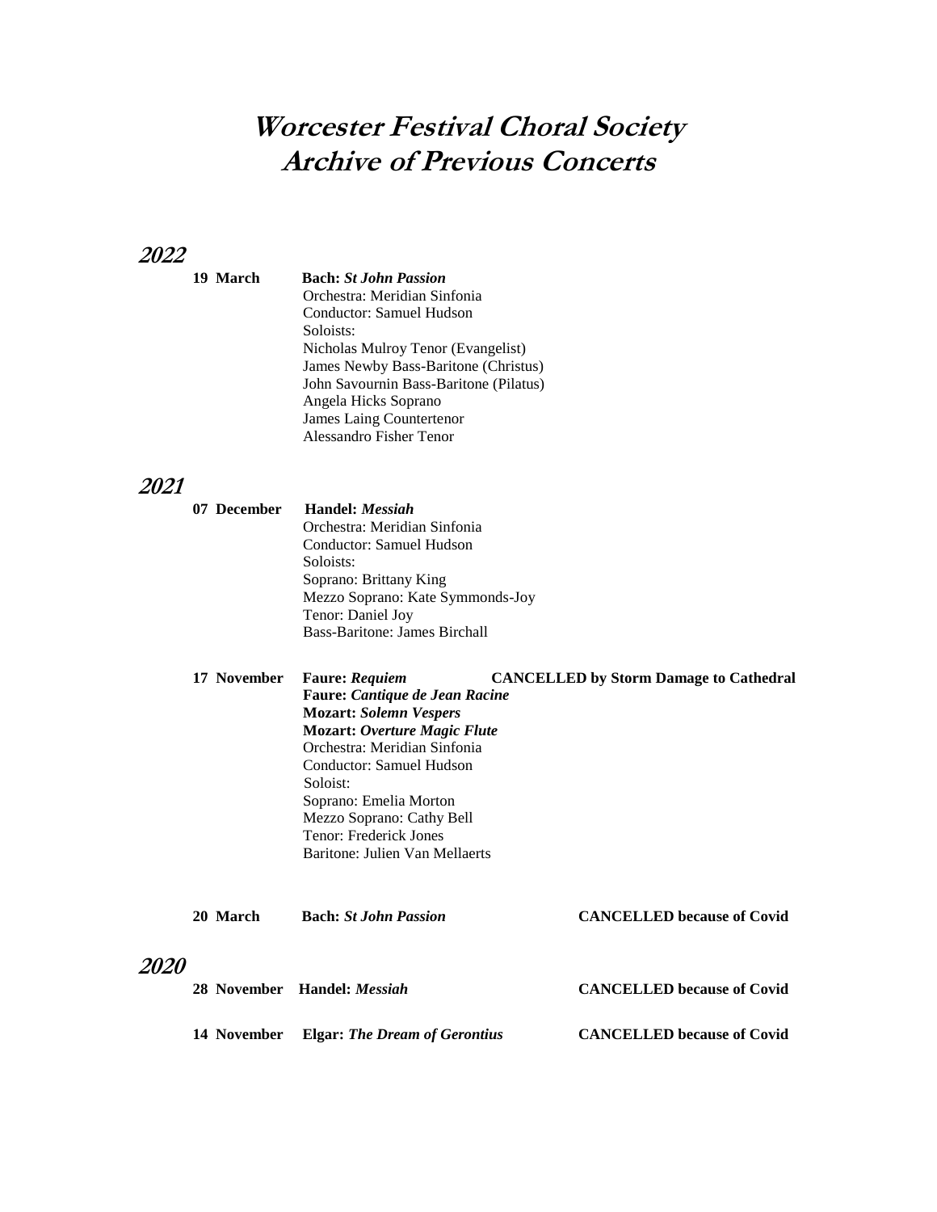# Worcester Festival Choral Society
# Archive of Previous Concerts

## 2022

**19 March** **Bach:** ***St John Passion***
Orchestra: Meridian Sinfonia
Conductor: Samuel Hudson
Soloists:
Nicholas Mulroy Tenor (Evangelist)
James Newby Bass-Baritone (Christus)
John Savournin Bass-Baritone (Pilatus)
Angela Hicks Soprano
James Laing Countertenor
Alessandro Fisher Tenor

## 2021

**07 December** **Handel:** ***Messiah***
Orchestra: Meridian Sinfonia
Conductor: Samuel Hudson
Soloists:
Soprano: Brittany King
Mezzo Soprano: Kate Symmonds-Joy
Tenor: Daniel Joy
Bass-Baritone: James Birchall

**17 November** **Faure:** ***Requiem*** **CANCELLED by Storm Damage to Cathedral**
**Faure:** ***Cantique de Jean Racine***
**Mozart:** ***Solemn Vespers***
**Mozart:** ***Overture Magic Flute***
Orchestra: Meridian Sinfonia
Conductor: Samuel Hudson
Soloist:
Soprano: Emelia Morton
Mezzo Soprano: Cathy Bell
Tenor: Frederick Jones
Baritone: Julien Van Mellaerts

**20 March** **Bach:** ***St John Passion*** **CANCELLED because of Covid**

## 2020

**28 November** **Handel:** ***Messiah*** **CANCELLED because of Covid**

**14 November** **Elgar:** ***The Dream of Gerontius*** **CANCELLED because of Covid**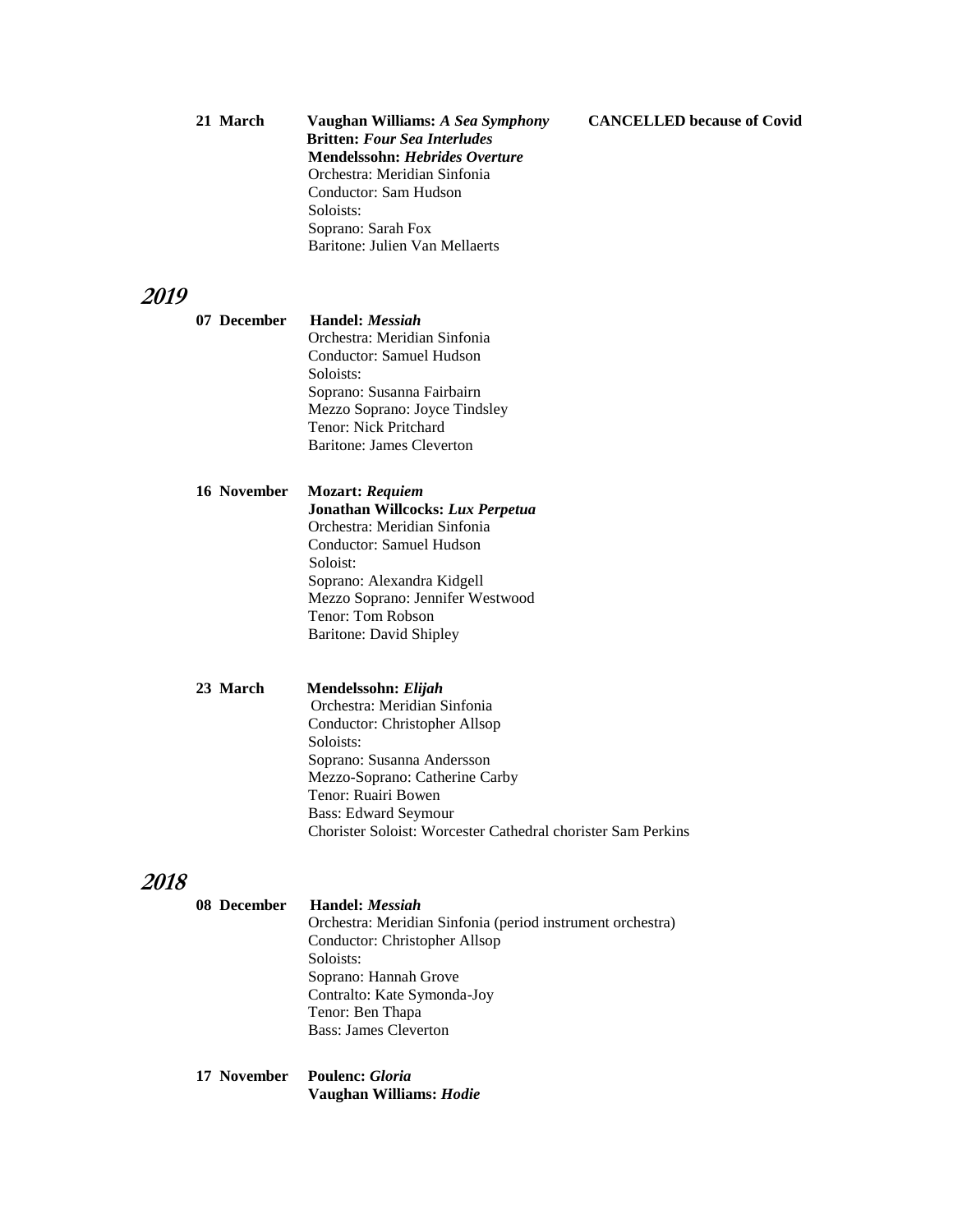**21 March** **Vaughan Williams:** ***A Sea Symphony*** **CANCELLED because of Covid**
**Britten:** ***Four Sea Interludes***
**Mendelssohn:** ***Hebrides Overture***
Orchestra: Meridian Sinfonia
Conductor: Sam Hudson
Soloists:
Soprano: Sarah Fox
Baritone: Julien Van Mellaerts

## *2019*

**07 December** **Handel:** ***Messiah***
Orchestra: Meridian Sinfonia
Conductor: Samuel Hudson
Soloists:
Soprano: Susanna Fairbairn
Mezzo Soprano: Joyce Tindsley
Tenor: Nick Pritchard
Baritone: James Cleverton

**16 November** **Mozart:** ***Requiem***
**Jonathan Willcocks:** ***Lux Perpetua***
Orchestra: Meridian Sinfonia
Conductor: Samuel Hudson
Soloist:
Soprano: Alexandra Kidgell
Mezzo Soprano: Jennifer Westwood
Tenor: Tom Robson
Baritone: David Shipley

**23 March** **Mendelssohn:** ***Elijah***
Orchestra: Meridian Sinfonia
Conductor: Christopher Allsop
Soloists:
Soprano: Susanna Andersson
Mezzo-Soprano: Catherine Carby
Tenor: Ruairi Bowen
Bass: Edward Seymour
Chorister Soloist: Worcester Cathedral chorister Sam Perkins

## *2018*

**08 December** **Handel:** ***Messiah***
Orchestra: Meridian Sinfonia (period instrument orchestra)
Conductor: Christopher Allsop
Soloists:
Soprano: Hannah Grove
Contralto: Kate Symonda-Joy
Tenor: Ben Thapa
Bass: James Cleverton

**17 November** **Poulenc:** ***Gloria***
**Vaughan Williams:** ***Hodie***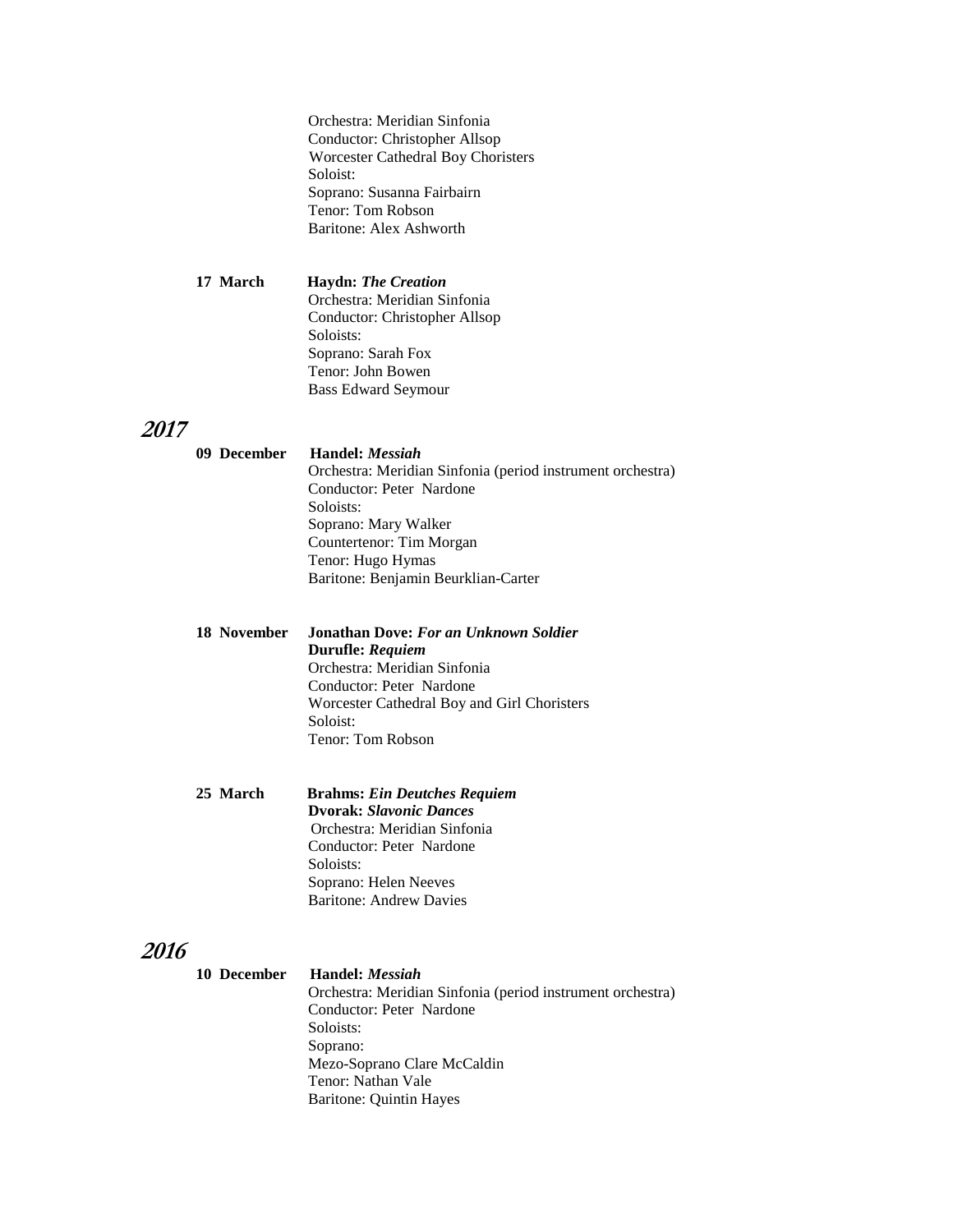Orchestra: Meridian Sinfonia
Conductor: Christopher Allsop
Worcester Cathedral Boy Choristers
Soloist:
Soprano: Susanna Fairbairn
Tenor: Tom Robson
Baritone: Alex Ashworth

**17 March** **Haydn:** ***The Creation***
Orchestra: Meridian Sinfonia
Conductor: Christopher Allsop
Soloists:
Soprano: Sarah Fox
Tenor: John Bowen
Bass Edward Seymour

## *2017*

**09 December** **Handel:** ***Messiah***
Orchestra: Meridian Sinfonia (period instrument orchestra)
Conductor: Peter Nardone
Soloists:
Soprano: Mary Walker
Countertenor: Tim Morgan
Tenor: Hugo Hymas
Baritone: Benjamin Beurklian-Carter

**18 November** **Jonathan Dove:** ***For an Unknown Soldier***
**Durufle:** ***Requiem***
Orchestra: Meridian Sinfonia
Conductor: Peter Nardone
Worcester Cathedral Boy and Girl Choristers
Soloist:
Tenor: Tom Robson

**25 March** **Brahms:** ***Ein Deutches Requiem***
**Dvorak:** ***Slavonic Dances***
Orchestra: Meridian Sinfonia
Conductor: Peter Nardone
Soloists:
Soprano: Helen Neeves
Baritone: Andrew Davies

## *2016*

**10 December** **Handel:** ***Messiah***
Orchestra: Meridian Sinfonia (period instrument orchestra)
Conductor: Peter Nardone
Soloists:
Soprano:
Mezo-Soprano Clare McCaldin
Tenor: Nathan Vale
Baritone: Quintin Hayes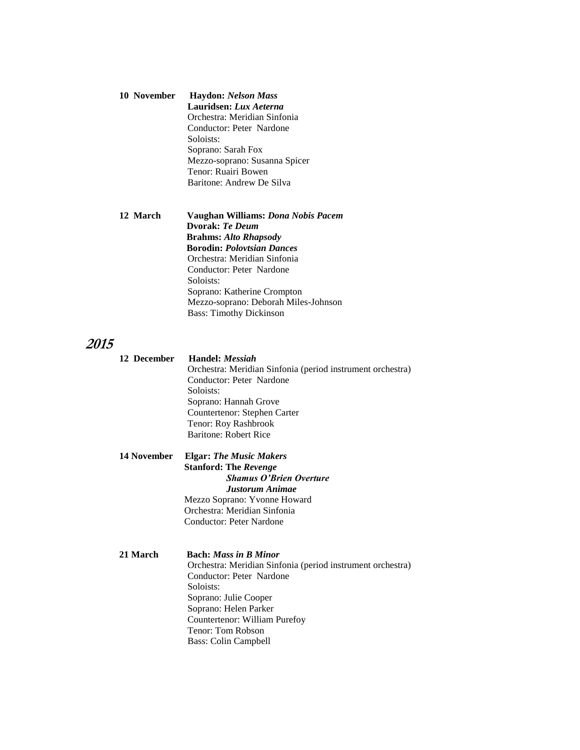**10 November** **Haydon:** ***Nelson Mass***
**Lauridsen:** ***Lux Aeterna***
Orchestra: Meridian Sinfonia
Conductor: Peter Nardone
Soloists:
Soprano: Sarah Fox
Mezzo-soprano: Susanna Spicer
Tenor: Ruairi Bowen
Baritone: Andrew De Silva

**12 March** **Vaughan Williams:** ***Dona Nobis Pacem***
**Dvorak:** ***Te Deum***
**Brahms:** ***Alto Rhapsody***
**Borodin:** ***Polovtsian Dances***
Orchestra: Meridian Sinfonia
Conductor: Peter Nardone
Soloists:
Soprano: Katherine Crompton
Mezzo-soprano: Deborah Miles-Johnson
Bass: Timothy Dickinson

## *2015*

**12 December** **Handel:** ***Messiah***
Orchestra: Meridian Sinfonia (period instrument orchestra)
Conductor: Peter Nardone
Soloists:
Soprano: Hannah Grove
Countertenor: Stephen Carter
Tenor: Roy Rashbrook
Baritone: Robert Rice

**14 November** **Elgar:** ***The Music Makers***
**Stanford: The** ***Revenge***
***Shamus O'Brien Overture***
***Justorum Animae***
Mezzo Soprano: Yvonne Howard
Orchestra: Meridian Sinfonia
Conductor: Peter Nardone

**21 March** **Bach:** ***Mass in B Minor***
Orchestra: Meridian Sinfonia (period instrument orchestra)
Conductor: Peter Nardone
Soloists:
Soprano: Julie Cooper
Soprano: Helen Parker
Countertenor: William Purefoy
Tenor: Tom Robson
Bass: Colin Campbell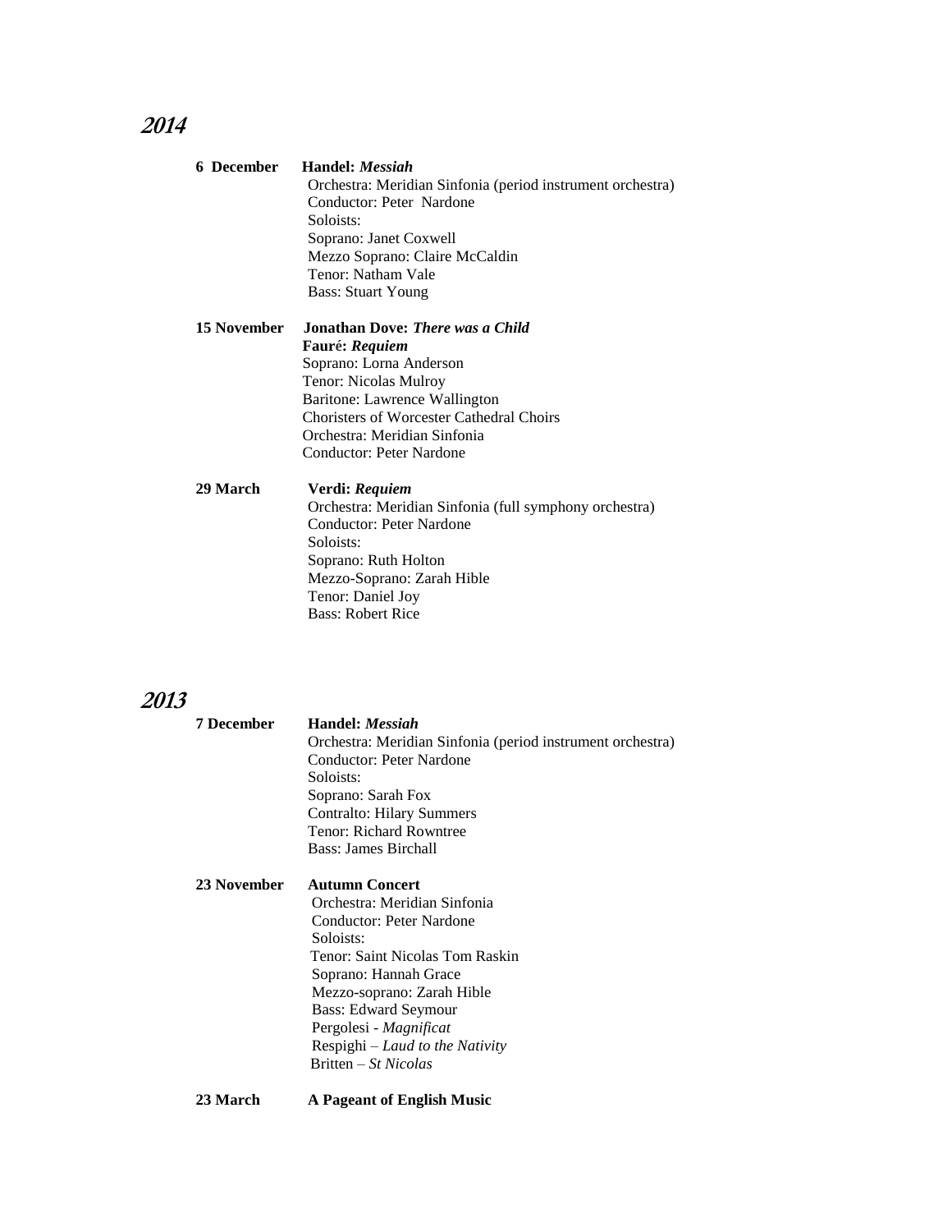## 2014

**6 December** **Handel: *Messiah***
Orchestra: Meridian Sinfonia (period instrument orchestra)
Conductor: Peter Nardone
Soloists:
Soprano: Janet Coxwell
Mezzo Soprano: Claire McCaldin
Tenor: Natham Vale
Bass: Stuart Young

**15 November** **Jonathan Dove: *There was a Child***
**Fauré: *Requiem***
Soprano: Lorna Anderson
Tenor: Nicolas Mulroy
Baritone: Lawrence Wallington
Choristers of Worcester Cathedral Choirs
Orchestra: Meridian Sinfonia
Conductor: Peter Nardone

**29 March** **Verdi: *Requiem***
Orchestra: Meridian Sinfonia (full symphony orchestra)
Conductor: Peter Nardone
Soloists:
Soprano: Ruth Holton
Mezzo-Soprano: Zarah Hible
Tenor: Daniel Joy
Bass: Robert Rice

## 2013

**7 December** **Handel: *Messiah***
Orchestra: Meridian Sinfonia (period instrument orchestra)
Conductor: Peter Nardone
Soloists:
Soprano: Sarah Fox
Contralto: Hilary Summers
Tenor: Richard Rowntree
Bass: James Birchall

**23 November** **Autumn Concert**
Orchestra: Meridian Sinfonia
Conductor: Peter Nardone
Soloists:
Tenor: Saint Nicolas Tom Raskin
Soprano: Hannah Grace
Mezzo-soprano: Zarah Hible
Bass: Edward Seymour
Pergolesi - *Magnificat*
Respighi – *Laud to the Nativity*
Britten – *St Nicolas*

**23 March** **A Pageant of English Music**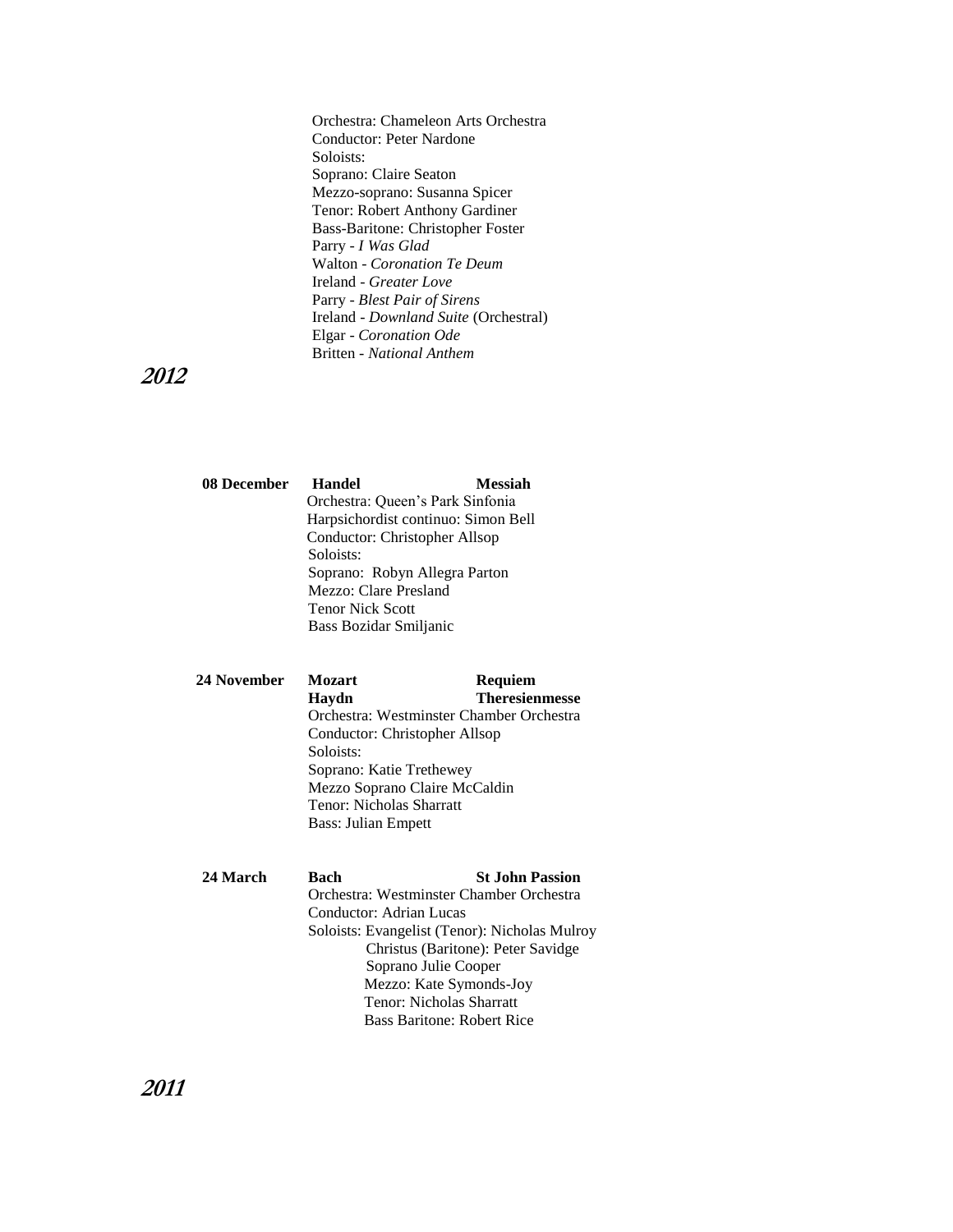Orchestra: Chameleon Arts Orchestra
Conductor: Peter Nardone
Soloists:
Soprano: Claire Seaton
Mezzo-soprano: Susanna Spicer
Tenor: Robert Anthony Gardiner
Bass-Baritone: Christopher Foster
Parry - *I Was Glad*
Walton - *Coronation Te Deum*
Ireland - *Greater Love*
Parry - *Blest Pair of Sirens*
Ireland - *Downland Suite* (Orchestral)
Elgar - *Coronation Ode*
Britten - *National Anthem*

## 2012

**08 December** **Handel** **Messiah**
Orchestra: Queen's Park Sinfonia
Harpsichordist continuo: Simon Bell
Conductor: Christopher Allsop
Soloists:
Soprano: Robyn Allegra Parton
Mezzo: Clare Presland
Tenor Nick Scott
Bass Bozidar Smiljanic

**24 November** **Mozart** **Requiem**
**Haydn** **Theresienmesse**
Orchestra: Westminster Chamber Orchestra
Conductor: Christopher Allsop
Soloists:
Soprano: Katie Trethewey
Mezzo Soprano Claire McCaldin
Tenor: Nicholas Sharratt
Bass: Julian Empett

**24 March** **Bach** **St John Passion**
Orchestra: Westminster Chamber Orchestra
Conductor: Adrian Lucas
Soloists: Evangelist (Tenor): Nicholas Mulroy
Christus (Baritone): Peter Savidge
Soprano Julie Cooper
Mezzo: Kate Symonds-Joy
Tenor: Nicholas Sharratt
Bass Baritone: Robert Rice

## 2011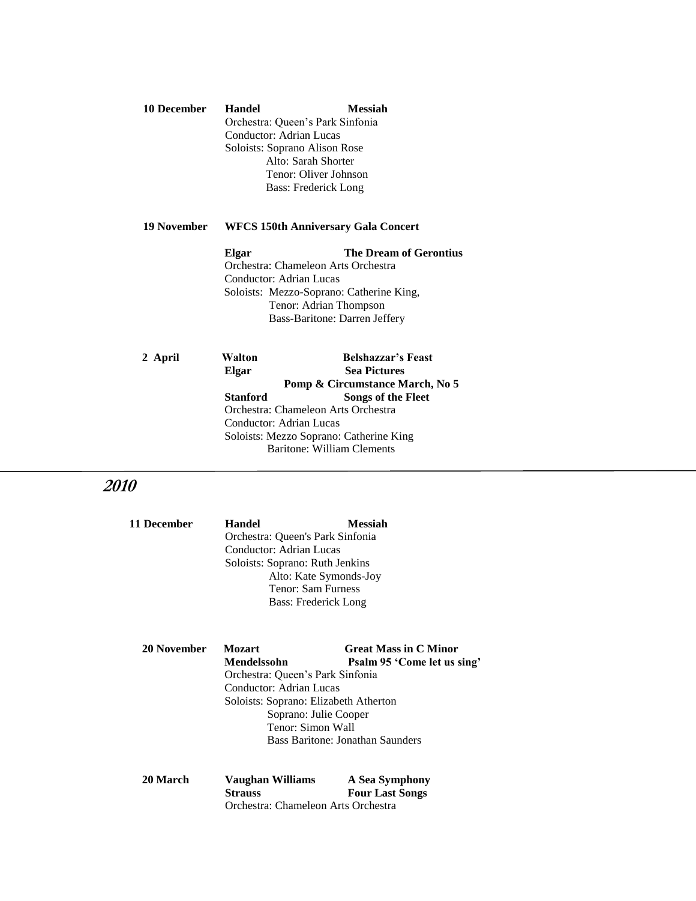**10 December** **Handel** **Messiah**

Orchestra: Queen's Park Sinfonia
Conductor: Adrian Lucas
Soloists: Soprano Alison Rose
Alto: Sarah Shorter
Tenor: Oliver Johnson
Bass: Frederick Long

**19 November** **WFCS 150th Anniversary Gala Concert**

**Elgar** **The Dream of Gerontius**

Orchestra: Chameleon Arts Orchestra
Conductor: Adrian Lucas
Soloists: Mezzo-Soprano: Catherine King,
Tenor: Adrian Thompson
Bass-Baritone: Darren Jeffery

**2 April** **Walton** **Belshazzar's Feast**
**Elgar** **Sea Pictures**
**Pomp & Circumstance March, No 5**
**Stanford** **Songs of the Fleet**

Orchestra: Chameleon Arts Orchestra
Conductor: Adrian Lucas
Soloists: Mezzo Soprano: Catherine King
Baritone: William Clements

## *2010*

**11 December** **Handel** **Messiah**

Orchestra: Queen's Park Sinfonia
Conductor: Adrian Lucas
Soloists: Soprano: Ruth Jenkins
Alto: Kate Symonds-Joy
Tenor: Sam Furness
Bass: Frederick Long

**20 November** **Mozart** **Great Mass in C Minor**
**Mendelssohn** **Psalm 95 'Come let us sing'**

Orchestra: Queen's Park Sinfonia
Conductor: Adrian Lucas
Soloists: Soprano: Elizabeth Atherton
Soprano: Julie Cooper
Tenor: Simon Wall
Bass Baritone: Jonathan Saunders

**20 March** **Vaughan Williams** **A Sea Symphony**
**Strauss** **Four Last Songs**

Orchestra: Chameleon Arts Orchestra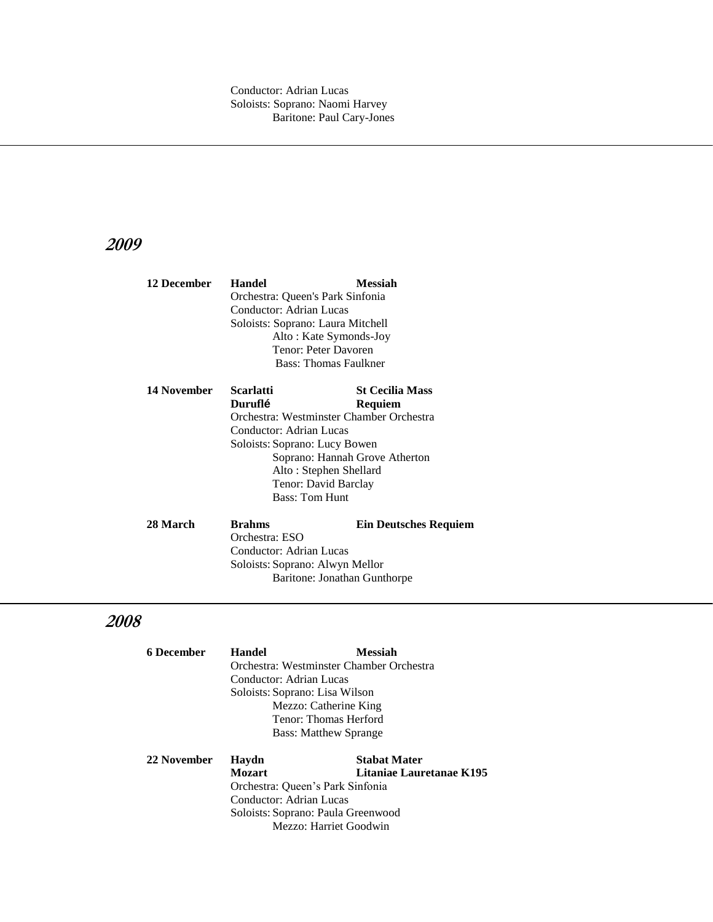Conductor: Adrian Lucas
Soloists: Soprano: Naomi Harvey
Baritone: Paul Cary-Jones

---

## *2009*

**12 December** **Handel** **Messiah**
Orchestra: Queen's Park Sinfonia
Conductor: Adrian Lucas
Soloists: Soprano: Laura Mitchell
Alto : Kate Symonds-Joy
Tenor: Peter Davoren
Bass: Thomas Faulkner

**14 November** **Scarlatti** **St Cecilia Mass**
**Duruflé** **Requiem**
Orchestra: Westminster Chamber Orchestra
Conductor: Adrian Lucas
Soloists: Soprano: Lucy Bowen
Soprano: Hannah Grove Atherton
Alto : Stephen Shellard
Tenor: David Barclay
Bass: Tom Hunt

**28 March** **Brahms** **Ein Deutsches Requiem**
Orchestra: ESO
Conductor: Adrian Lucas
Soloists: Soprano: Alwyn Mellor
Baritone: Jonathan Gunthorpe

---

## *2008*

**6 December** **Handel** **Messiah**
Orchestra: Westminster Chamber Orchestra
Conductor: Adrian Lucas
Soloists: Soprano: Lisa Wilson
Mezzo: Catherine King
Tenor: Thomas Herford
Bass: Matthew Sprange

**22 November** **Haydn** **Stabat Mater**
**Mozart** **Litaniae Lauretanae K195**
Orchestra: Queen's Park Sinfonia
Conductor: Adrian Lucas
Soloists: Soprano: Paula Greenwood
Mezzo: Harriet Goodwin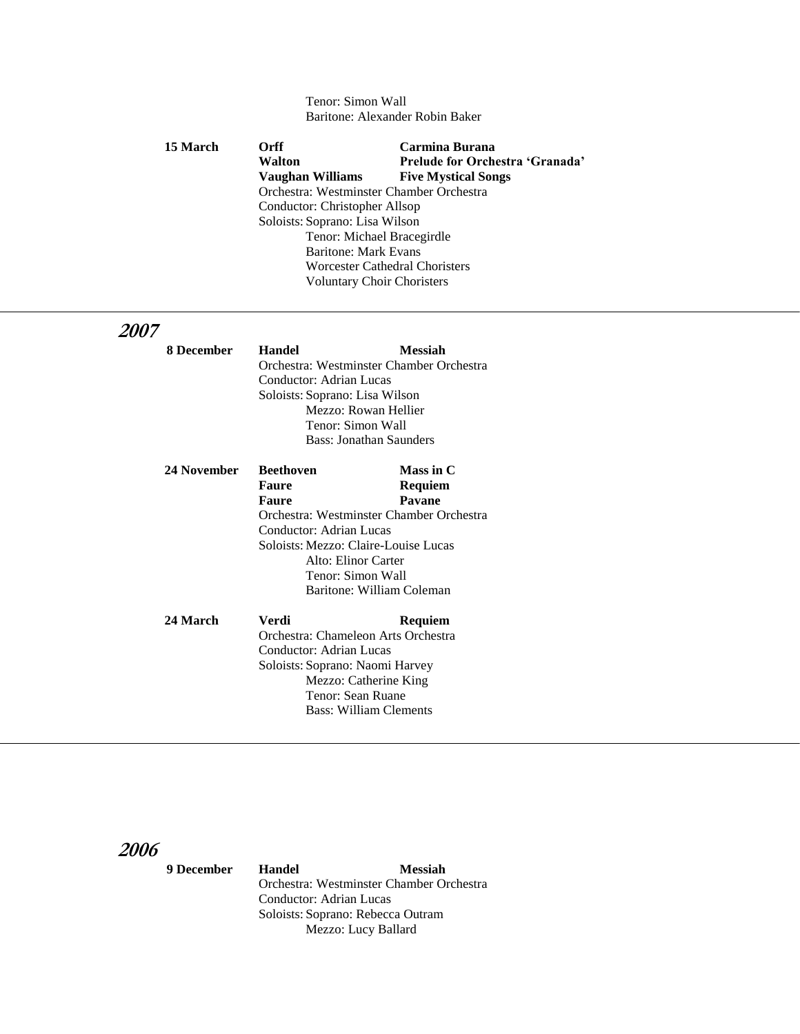Tenor: Simon Wall
Baritone: Alexander Robin Baker

**15 March** **Orff** **Carmina Burana**
**Walton** **Prelude for Orchestra 'Granada'**
**Vaughan Williams** **Five Mystical Songs**
Orchestra: Westminster Chamber Orchestra
Conductor: Christopher Allsop
Soloists: Soprano: Lisa Wilson
Tenor: Michael Bracegirdle
Baritone: Mark Evans
Worcester Cathedral Choristers
Voluntary Choir Choristers

---

## *2007*

**8 December** **Handel** **Messiah**
Orchestra: Westminster Chamber Orchestra
Conductor: Adrian Lucas
Soloists: Soprano: Lisa Wilson
Mezzo: Rowan Hellier
Tenor: Simon Wall
Bass: Jonathan Saunders

**24 November** **Beethoven** **Mass in C**
**Faure** **Requiem**
**Faure** **Pavane**
Orchestra: Westminster Chamber Orchestra
Conductor: Adrian Lucas
Soloists: Mezzo: Claire-Louise Lucas
Alto: Elinor Carter
Tenor: Simon Wall
Baritone: William Coleman

**24 March** **Verdi** **Requiem**
Orchestra: Chameleon Arts Orchestra
Conductor: Adrian Lucas
Soloists: Soprano: Naomi Harvey
Mezzo: Catherine King
Tenor: Sean Ruane
Bass: William Clements

---

## *2006*

**9 December** **Handel** **Messiah**
Orchestra: Westminster Chamber Orchestra
Conductor: Adrian Lucas
Soloists: Soprano: Rebecca Outram
Mezzo: Lucy Ballard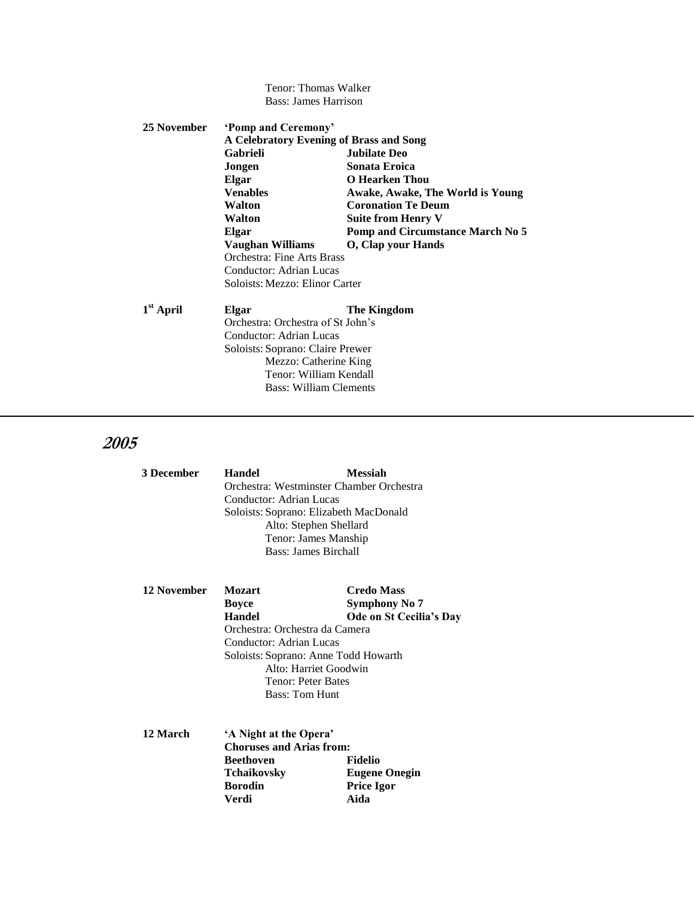Tenor: Thomas Walker
Bass: James Harrison

**25 November** **'Pomp and Ceremony'**
**A Celebratory Evening of Brass and Song**

| | |
|---|---|
| **Gabrieli** | **Jubilate Deo** |
| **Jongen** | **Sonata Eroica** |
| **Elgar** | **O Hearken Thou** |
| **Venables** | **Awake, Awake, The World is Young** |
| **Walton** | **Coronation Te Deum** |
| **Walton** | **Suite from Henry V** |
| **Elgar** | **Pomp and Circumstance March No 5** |
| **Vaughan Williams** | **O, Clap your Hands** |

Orchestra: Fine Arts Brass
Conductor: Adrian Lucas
Soloists: Mezzo: Elinor Carter

**1st April** **Elgar** **The Kingdom**
Orchestra: Orchestra of St John's
Conductor: Adrian Lucas
Soloists: Soprano: Claire Prewer
Mezzo: Catherine King
Tenor: William Kendall
Bass: William Clements

---

## *2005*

**3 December** **Handel** **Messiah**
Orchestra: Westminster Chamber Orchestra
Conductor: Adrian Lucas
Soloists: Soprano: Elizabeth MacDonald
Alto: Stephen Shellard
Tenor: James Manship
Bass: James Birchall

**12 November**

| | |
|---|---|
| **Mozart** | **Credo Mass** |
| **Boyce** | **Symphony No 7** |
| **Handel** | **Ode on St Cecilia's Day** |

Orchestra: Orchestra da Camera
Conductor: Adrian Lucas
Soloists: Soprano: Anne Todd Howarth
Alto: Harriet Goodwin
Tenor: Peter Bates
Bass: Tom Hunt

**12 March** **'A Night at the Opera'**
**Choruses and Arias from:**

| | |
|---|---|
| **Beethoven** | **Fidelio** |
| **Tchaikovsky** | **Eugene Onegin** |
| **Borodin** | **Price Igor** |
| **Verdi** | **Aida** |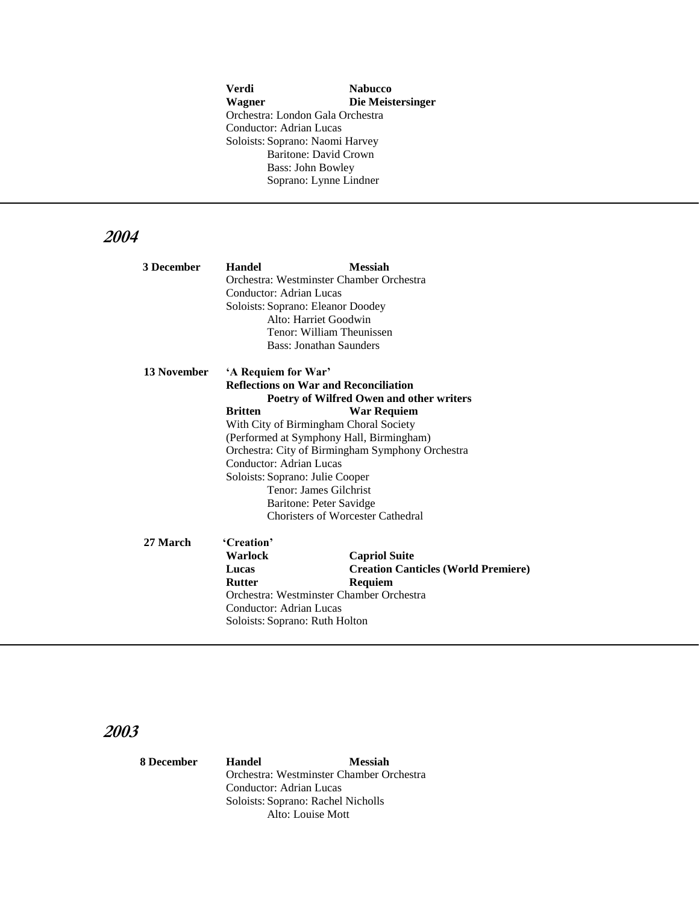**Verdi** **Nabucco**
**Wagner** **Die Meistersinger**
Orchestra: London Gala Orchestra
Conductor: Adrian Lucas
Soloists: Soprano: Naomi Harvey
Baritone: David Crown
Bass: John Bowley
Soprano: Lynne Lindner

---

## *2004*

**3 December**

**Handel** **Messiah**
Orchestra: Westminster Chamber Orchestra
Conductor: Adrian Lucas
Soloists: Soprano: Eleanor Doodey
Alto: Harriet Goodwin
Tenor: William Theunissen
Bass: Jonathan Saunders

**13 November**

**'A Requiem for War'**
**Reflections on War and Reconciliation**
**Poetry of Wilfred Owen and other writers**
**Britten** **War Requiem**
With City of Birmingham Choral Society
(Performed at Symphony Hall, Birmingham)
Orchestra: City of Birmingham Symphony Orchestra
Conductor: Adrian Lucas
Soloists: Soprano: Julie Cooper
Tenor: James Gilchrist
Baritone: Peter Savidge
Choristers of Worcester Cathedral

**27 March**

**'Creation'**
**Warlock** **Capriol Suite**
**Lucas** **Creation Canticles (World Premiere)**
**Rutter** **Requiem**
Orchestra: Westminster Chamber Orchestra
Conductor: Adrian Lucas
Soloists: Soprano: Ruth Holton

---

## *2003*

**8 December**

**Handel** **Messiah**
Orchestra: Westminster Chamber Orchestra
Conductor: Adrian Lucas
Soloists: Soprano: Rachel Nicholls
Alto: Louise Mott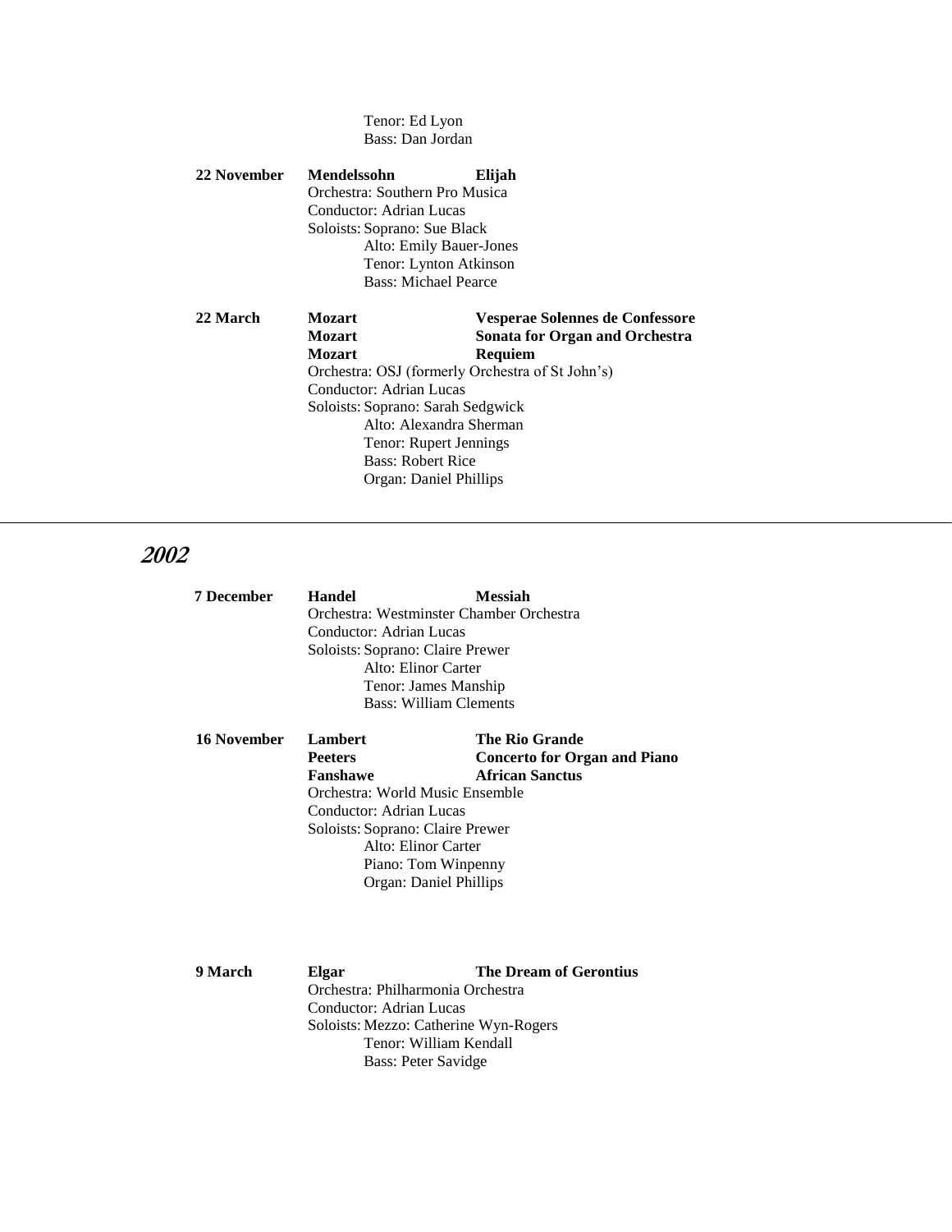Tenor: Ed Lyon
Bass: Dan Jordan

**22 November** **Mendelssohn** **Elijah**
Orchestra: Southern Pro Musica
Conductor: Adrian Lucas
Soloists: Soprano: Sue Black
Alto: Emily Bauer-Jones
Tenor: Lynton Atkinson
Bass: Michael Pearce

**22 March** **Mozart** **Vesperae Solennes de Confessore**
**Mozart** **Sonata for Organ and Orchestra**
**Mozart** **Requiem**
Orchestra: OSJ (formerly Orchestra of St John's)
Conductor: Adrian Lucas
Soloists: Soprano: Sarah Sedgwick
Alto: Alexandra Sherman
Tenor: Rupert Jennings
Bass: Robert Rice
Organ: Daniel Phillips

---

## *2002*

**7 December** **Handel** **Messiah**
Orchestra: Westminster Chamber Orchestra
Conductor: Adrian Lucas
Soloists: Soprano: Claire Prewer
Alto: Elinor Carter
Tenor: James Manship
Bass: William Clements

**16 November** **Lambert** **The Rio Grande**
**Peeters** **Concerto for Organ and Piano**
**Fanshawe** **African Sanctus**
Orchestra: World Music Ensemble
Conductor: Adrian Lucas
Soloists: Soprano: Claire Prewer
Alto: Elinor Carter
Piano: Tom Winpenny
Organ: Daniel Phillips

**9 March** **Elgar** **The Dream of Gerontius**
Orchestra: Philharmonia Orchestra
Conductor: Adrian Lucas
Soloists: Mezzo: Catherine Wyn-Rogers
Tenor: William Kendall
Bass: Peter Savidge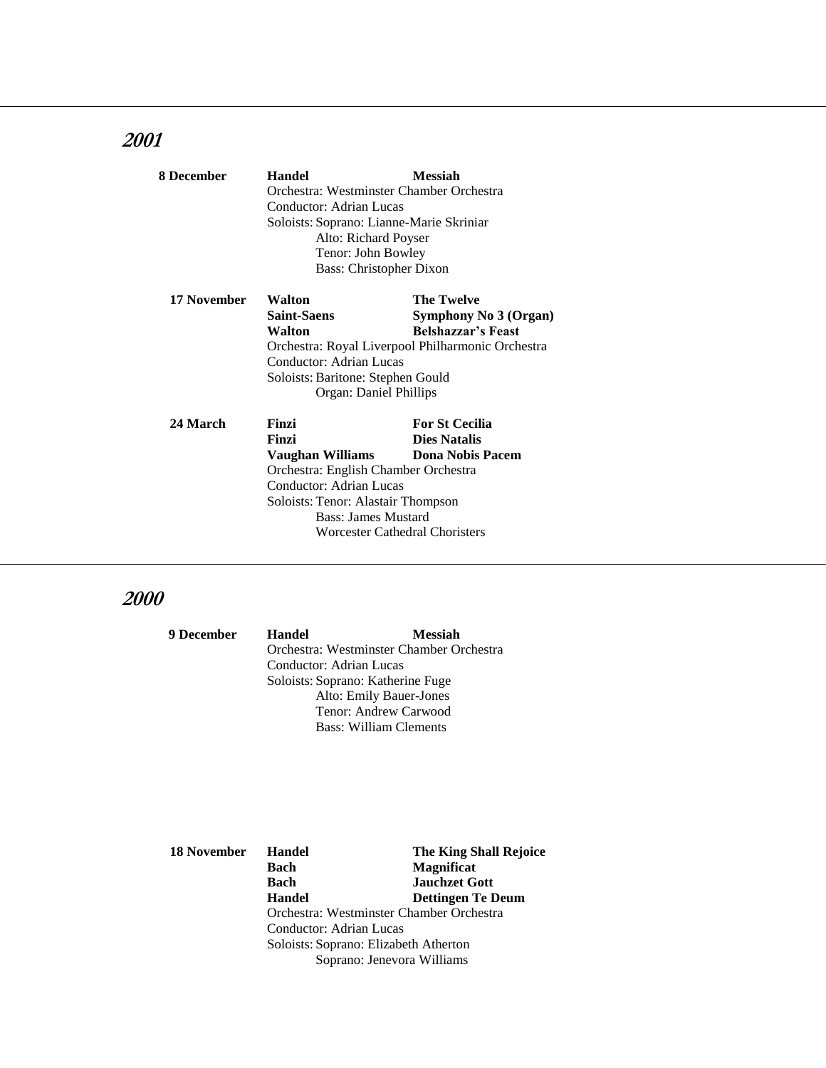## *2001*

**8 December** — **Handel** — **Messiah**

Orchestra: Westminster Chamber Orchestra
Conductor: Adrian Lucas
Soloists: Soprano: Lianne-Marie Skriniar
Alto: Richard Poyser
Tenor: John Bowley
Bass: Christopher Dixon

**17 November** — **Walton** — **The Twelve**
**Saint-Saens** — **Symphony No 3 (Organ)**
**Walton** — **Belshazzar's Feast**

Orchestra: Royal Liverpool Philharmonic Orchestra
Conductor: Adrian Lucas
Soloists: Baritone: Stephen Gould
Organ: Daniel Phillips

**24 March** — **Finzi** — **For St Cecilia**
**Finzi** — **Dies Natalis**
**Vaughan Williams** — **Dona Nobis Pacem**

Orchestra: English Chamber Orchestra
Conductor: Adrian Lucas
Soloists: Tenor: Alastair Thompson
Bass: James Mustard
Worcester Cathedral Choristers

## *2000*

**9 December** — **Handel** — **Messiah**

Orchestra: Westminster Chamber Orchestra
Conductor: Adrian Lucas
Soloists: Soprano: Katherine Fuge
Alto: Emily Bauer-Jones
Tenor: Andrew Carwood
Bass: William Clements

**18 November** — **Handel** — **The King Shall Rejoice**
**Bach** — **Magnificat**
**Bach** — **Jauchzet Gott**
**Handel** — **Dettingen Te Deum**

Orchestra: Westminster Chamber Orchestra
Conductor: Adrian Lucas
Soloists: Soprano: Elizabeth Atherton
Soprano: Jenevora Williams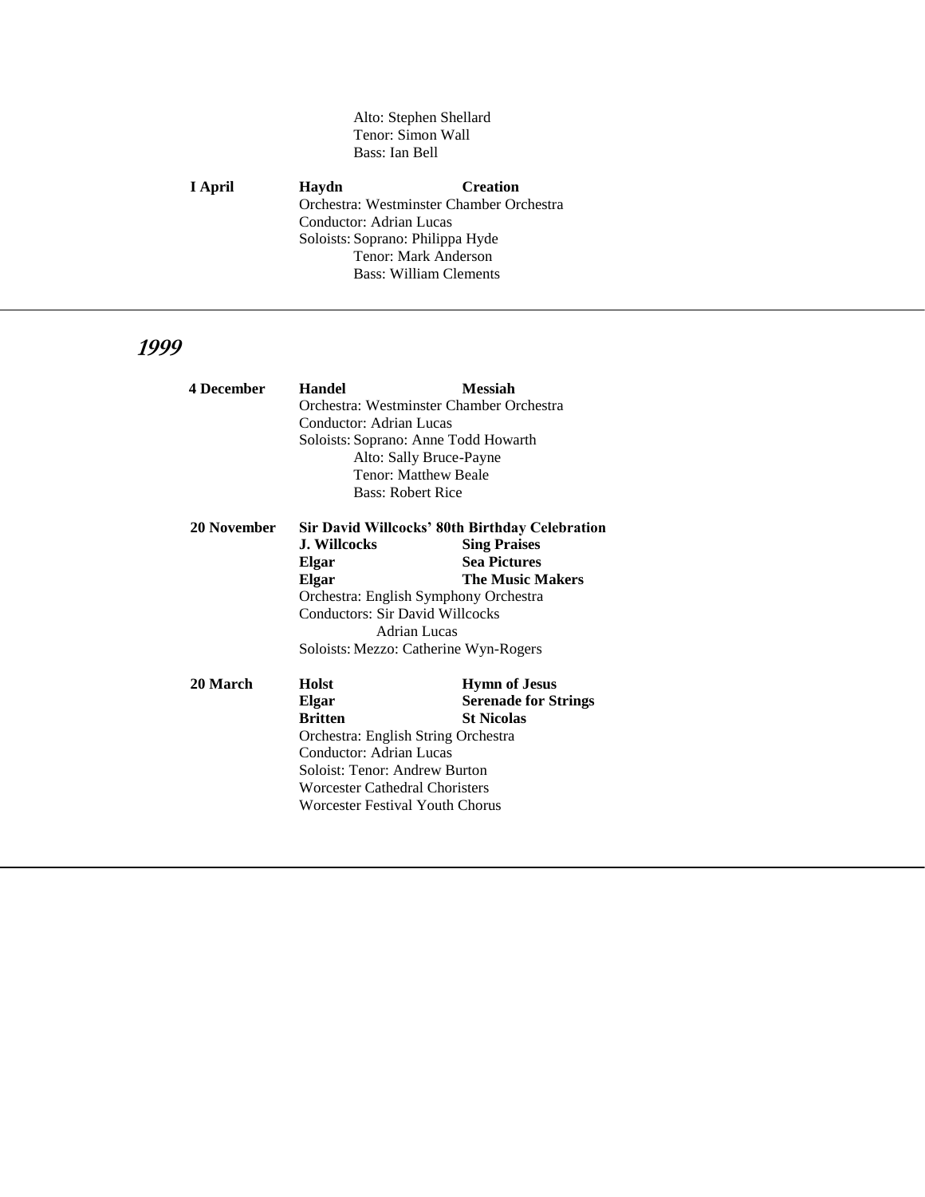Alto: Stephen Shellard
Tenor: Simon Wall
Bass: Ian Bell

**I April** **Haydn** **Creation**
Orchestra: Westminster Chamber Orchestra
Conductor: Adrian Lucas
Soloists: Soprano: Philippa Hyde
Tenor: Mark Anderson
Bass: William Clements

---

## *1999*

**4 December** **Handel** **Messiah**
Orchestra: Westminster Chamber Orchestra
Conductor: Adrian Lucas
Soloists: Soprano: Anne Todd Howarth
Alto: Sally Bruce-Payne
Tenor: Matthew Beale
Bass: Robert Rice

**20 November** **Sir David Willcocks' 80th Birthday Celebration**
**J. Willcocks** **Sing Praises**
**Elgar** **Sea Pictures**
**Elgar** **The Music Makers**
Orchestra: English Symphony Orchestra
Conductors: Sir David Willcocks
Adrian Lucas
Soloists: Mezzo: Catherine Wyn-Rogers

**20 March** **Holst** **Hymn of Jesus**
**Elgar** **Serenade for Strings**
**Britten** **St Nicolas**
Orchestra: English String Orchestra
Conductor: Adrian Lucas
Soloist: Tenor: Andrew Burton
Worcester Cathedral Choristers
Worcester Festival Youth Chorus

---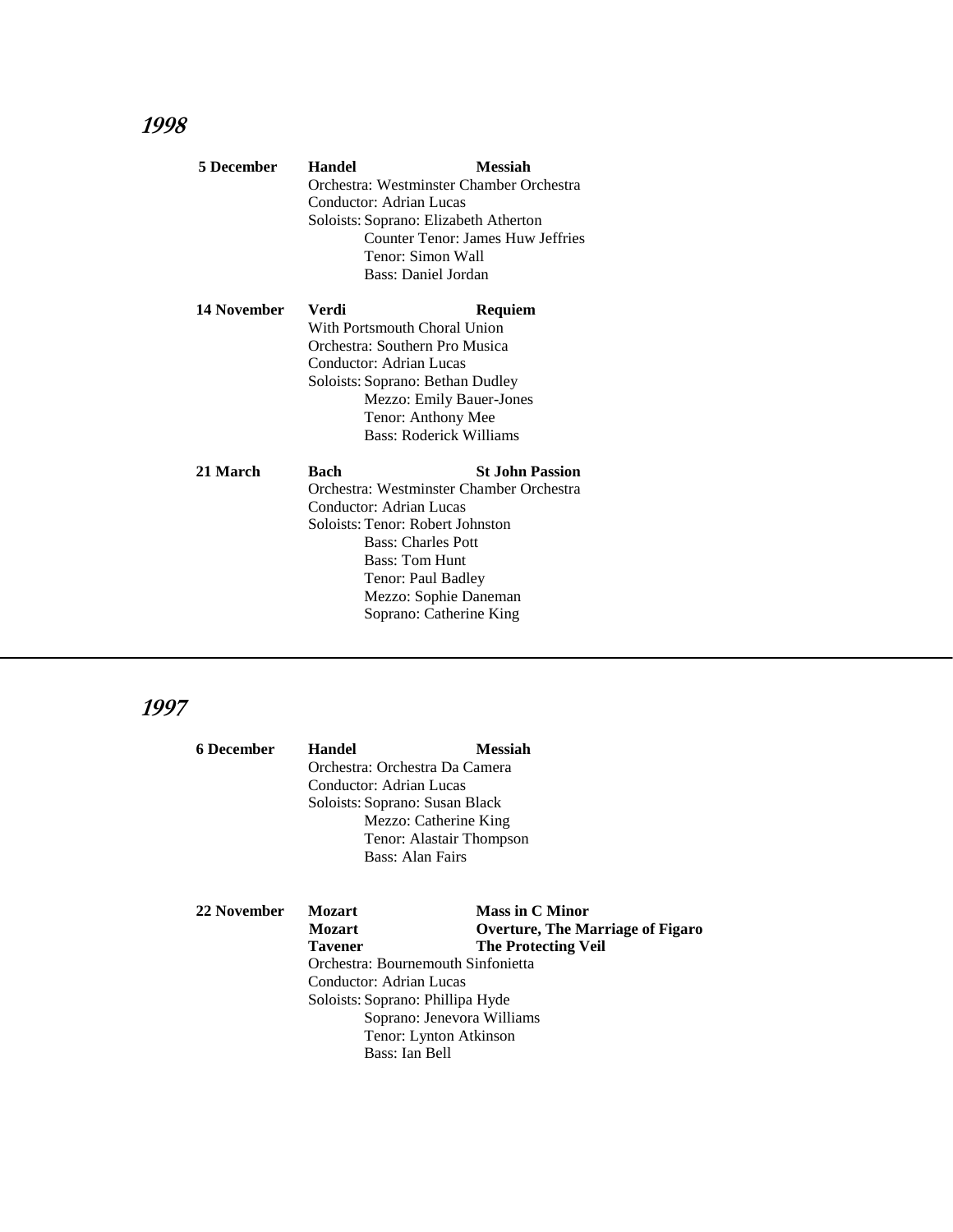## *1998*

**5 December** **Handel** **Messiah**
Orchestra: Westminster Chamber Orchestra
Conductor: Adrian Lucas
Soloists: Soprano: Elizabeth Atherton
Counter Tenor: James Huw Jeffries
Tenor: Simon Wall
Bass: Daniel Jordan

**14 November** **Verdi** **Requiem**
With Portsmouth Choral Union
Orchestra: Southern Pro Musica
Conductor: Adrian Lucas
Soloists: Soprano: Bethan Dudley
Mezzo: Emily Bauer-Jones
Tenor: Anthony Mee
Bass: Roderick Williams

**21 March** **Bach** **St John Passion**
Orchestra: Westminster Chamber Orchestra
Conductor: Adrian Lucas
Soloists: Tenor: Robert Johnston
Bass: Charles Pott
Bass: Tom Hunt
Tenor: Paul Badley
Mezzo: Sophie Daneman
Soprano: Catherine King

---

## *1997*

**6 December** **Handel** **Messiah**
Orchestra: Orchestra Da Camera
Conductor: Adrian Lucas
Soloists: Soprano: Susan Black
Mezzo: Catherine King
Tenor: Alastair Thompson
Bass: Alan Fairs

**22 November** **Mozart** **Mass in C Minor**
**Mozart** **Overture, The Marriage of Figaro**
**Tavener** **The Protecting Veil**
Orchestra: Bournemouth Sinfonietta
Conductor: Adrian Lucas
Soloists: Soprano: Phillipa Hyde
Soprano: Jenevora Williams
Tenor: Lynton Atkinson
Bass: Ian Bell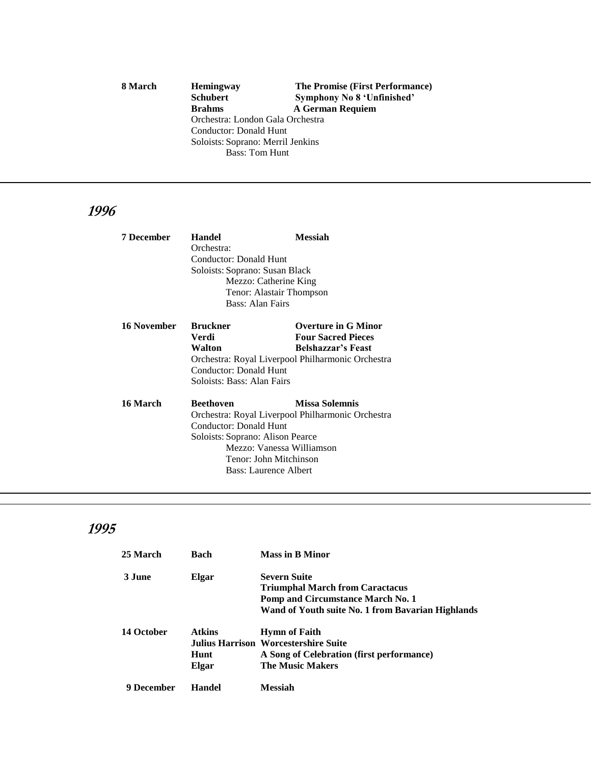**8 March** **Hemingway** **The Promise (First Performance)**
**Schubert** **Symphony No 8 'Unfinished'**
**Brahms** **A German Requiem**
Orchestra: London Gala Orchestra
Conductor: Donald Hunt
Soloists: Soprano: Merril Jenkins
Bass: Tom Hunt

---

## *1996*

**7 December** **Handel** **Messiah**
Orchestra:
Conductor: Donald Hunt
Soloists: Soprano: Susan Black
Mezzo: Catherine King
Tenor: Alastair Thompson
Bass: Alan Fairs

**16 November** **Bruckner** **Overture in G Minor**
**Verdi** **Four Sacred Pieces**
**Walton** **Belshazzar's Feast**
Orchestra: Royal Liverpool Philharmonic Orchestra
Conductor: Donald Hunt
Soloists: Bass: Alan Fairs

**16 March** **Beethoven** **Missa Solemnis**
Orchestra: Royal Liverpool Philharmonic Orchestra
Conductor: Donald Hunt
Soloists: Soprano: Alison Pearce
Mezzo: Vanessa Williamson
Tenor: John Mitchinson
Bass: Laurence Albert

---

## *1995*

**25 March** **Bach** **Mass in B Minor**

**3 June** **Elgar** **Severn Suite**
**Triumphal March from Caractacus**
**Pomp and Circumstance March No. 1**
**Wand of Youth suite No. 1 from Bavarian Highlands**

**14 October** **Atkins** **Hymn of Faith**
**Julius Harrison** **Worcestershire Suite**
**Hunt** **A Song of Celebration (first performance)**
**Elgar** **The Music Makers**

**9 December** **Handel** **Messiah**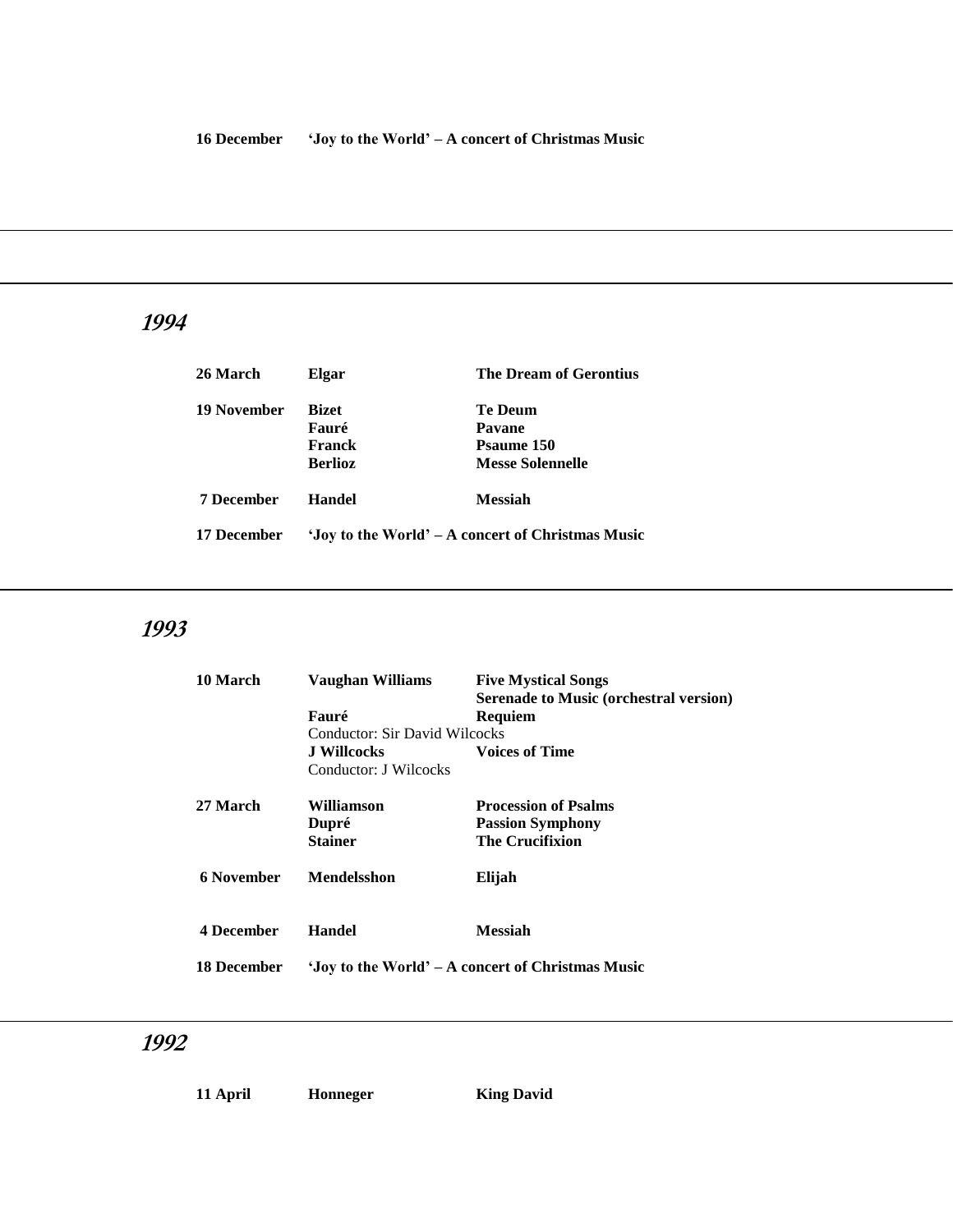**16 December** **'Joy to the World' – A concert of Christmas Music**

---

## *1994*

| | | |
|---|---|---|
| **26 March** | **Elgar** | **The Dream of Gerontius** |
| **19 November** | **Bizet** | **Te Deum** |
| | **Fauré** | **Pavane** |
| | **Franck** | **Psaume 150** |
| | **Berlioz** | **Messe Solennelle** |
| **7 December** | **Handel** | **Messiah** |
| **17 December** | **'Joy to the World' – A concert of Christmas Music** | |

---

## *1993*

| | | |
|---|---|---|
| **10 March** | **Vaughan Williams** | **Five Mystical Songs** |
| | | **Serenade to Music (orchestral version)** |
| | **Fauré** | **Requiem** |
| | Conductor: Sir David Wilcocks | |
| | **J Willcocks** | **Voices of Time** |
| | Conductor: J Wilcocks | |
| **27 March** | **Williamson** | **Procession of Psalms** |
| | **Dupré** | **Passion Symphony** |
| | **Stainer** | **The Crucifixion** |
| **6 November** | **Mendelsshon** | **Elijah** |
| **4 December** | **Handel** | **Messiah** |
| **18 December** | **'Joy to the World' – A concert of Christmas Music** | |

---

## *1992*

| | | |
|---|---|---|
| **11 April** | **Honneger** | **King David** |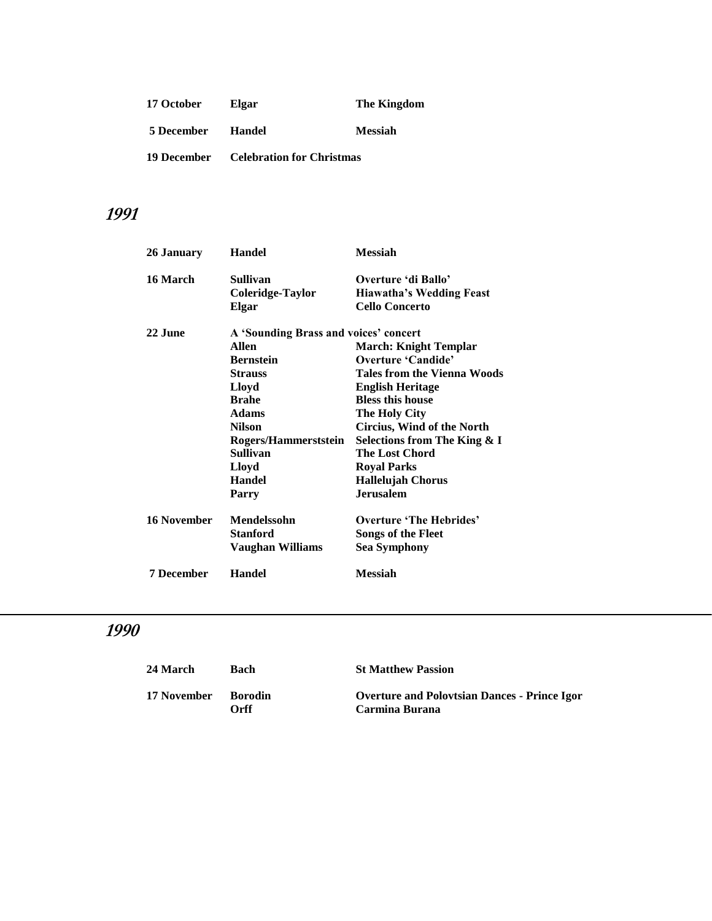| | | |
|---|---|---|
| **17 October** | **Elgar** | **The Kingdom** |
| **5 December** | **Handel** | **Messiah** |
| **19 December** | **Celebration for Christmas** | |

## *1991*

| | | |
|---|---|---|
| **26 January** | **Handel** | **Messiah** |
| **16 March** | **Sullivan** | **Overture 'di Ballo'** |
| | **Coleridge-Taylor** | **Hiawatha's Wedding Feast** |
| | **Elgar** | **Cello Concerto** |
| **22 June** | **A 'Sounding Brass and voices' concert** | |
| | **Allen** | **March: Knight Templar** |
| | **Bernstein** | **Overture 'Candide'** |
| | **Strauss** | **Tales from the Vienna Woods** |
| | **Lloyd** | **English Heritage** |
| | **Brahe** | **Bless this house** |
| | **Adams** | **The Holy City** |
| | **Nilson** | **Circius, Wind of the North** |
| | **Rogers/Hammerststein** | **Selections from The King & I** |
| | **Sullivan** | **The Lost Chord** |
| | **Lloyd** | **Royal Parks** |
| | **Handel** | **Hallelujah Chorus** |
| | **Parry** | **Jerusalem** |
| **16 November** | **Mendelssohn** | **Overture 'The Hebrides'** |
| | **Stanford** | **Songs of the Fleet** |
| | **Vaughan Williams** | **Sea Symphony** |
| **7 December** | **Handel** | **Messiah** |

---

## *1990*

| | | |
|---|---|---|
| **24 March** | **Bach** | **St Matthew Passion** |
| **17 November** | **Borodin** | **Overture and Polovtsian Dances - Prince Igor** |
| | **Orff** | **Carmina Burana** |